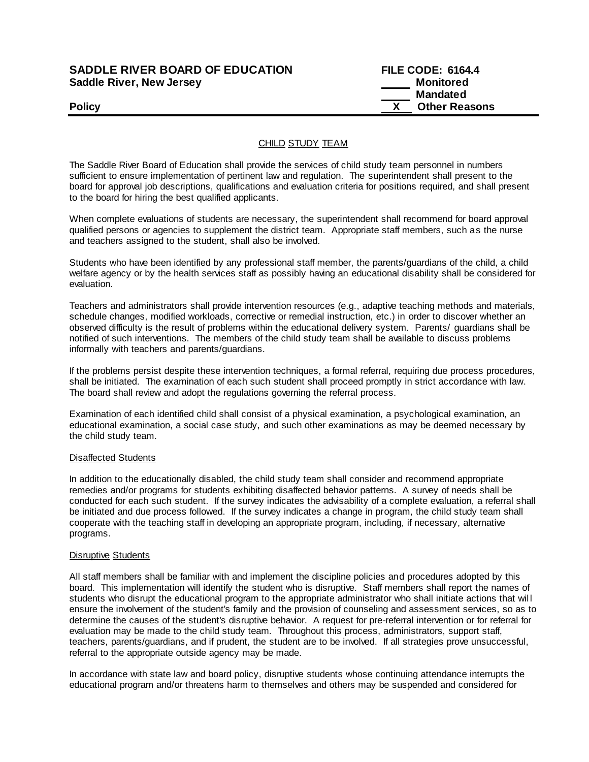**SADDLE RIVER BOARD OF EDUCATION** **FILE CODE: 6164.4**
**Saddle River, New Jersey**

_____ **Monitored**
_____ **Mandated**
**Policy** __X__ **Other Reasons**

## CHILD STUDY TEAM

The Saddle River Board of Education shall provide the services of child study team personnel in numbers sufficient to ensure implementation of pertinent law and regulation. The superintendent shall present to the board for approval job descriptions, qualifications and evaluation criteria for positions required, and shall present to the board for hiring the best qualified applicants.

When complete evaluations of students are necessary, the superintendent shall recommend for board approval qualified persons or agencies to supplement the district team. Appropriate staff members, such as the nurse and teachers assigned to the student, shall also be involved.

Students who have been identified by any professional staff member, the parents/guardians of the child, a child welfare agency or by the health services staff as possibly having an educational disability shall be considered for evaluation.

Teachers and administrators shall provide intervention resources (e.g., adaptive teaching methods and materials, schedule changes, modified workloads, corrective or remedial instruction, etc.) in order to discover whether an observed difficulty is the result of problems within the educational delivery system. Parents/ guardians shall be notified of such interventions. The members of the child study team shall be available to discuss problems informally with teachers and parents/guardians.

If the problems persist despite these intervention techniques, a formal referral, requiring due process procedures, shall be initiated. The examination of each such student shall proceed promptly in strict accordance with law. The board shall review and adopt the regulations governing the referral process.

Examination of each identified child shall consist of a physical examination, a psychological examination, an educational examination, a social case study, and such other examinations as may be deemed necessary by the child study team.

### Disaffected Students

In addition to the educationally disabled, the child study team shall consider and recommend appropriate remedies and/or programs for students exhibiting disaffected behavior patterns. A survey of needs shall be conducted for each such student. If the survey indicates the advisability of a complete evaluation, a referral shall be initiated and due process followed. If the survey indicates a change in program, the child study team shall cooperate with the teaching staff in developing an appropriate program, including, if necessary, alternative programs.

### Disruptive Students

All staff members shall be familiar with and implement the discipline policies and procedures adopted by this board. This implementation will identify the student who is disruptive. Staff members shall report the names of students who disrupt the educational program to the appropriate administrator who shall initiate actions that will ensure the involvement of the student's family and the provision of counseling and assessment services, so as to determine the causes of the student's disruptive behavior. A request for pre-referral intervention or for referral for evaluation may be made to the child study team. Throughout this process, administrators, support staff, teachers, parents/guardians, and if prudent, the student are to be involved. If all strategies prove unsuccessful, referral to the appropriate outside agency may be made.

In accordance with state law and board policy, disruptive students whose continuing attendance interrupts the educational program and/or threatens harm to themselves and others may be suspended and considered for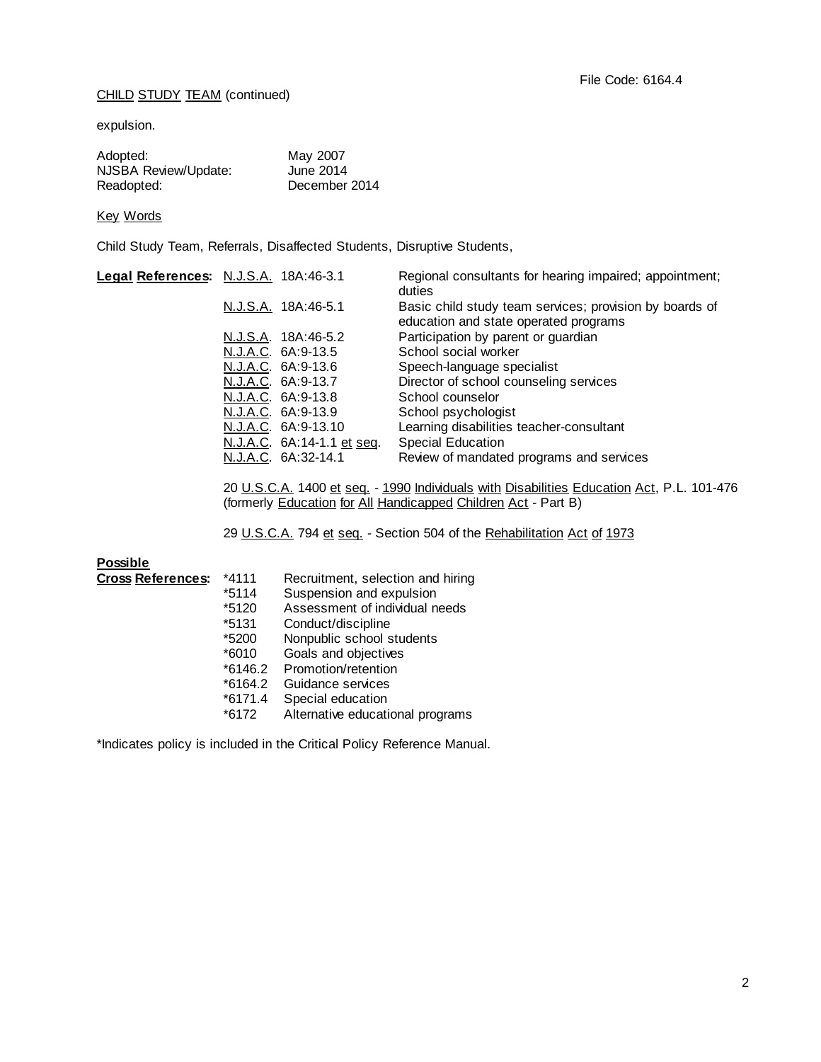CHILD STUDY TEAM (continued)

expulsion.

| | |
|---|---|
| Adopted: | May 2007 |
| NJSBA Review/Update: | June 2014 |
| Readopted: | December 2014 |

Key Words

Child Study Team, Referrals, Disaffected Students, Disruptive Students,

**Legal References:**

| | |
|---|---|
| N.J.S.A. 18A:46-3.1 | Regional consultants for hearing impaired; appointment; duties |
| N.J.S.A. 18A:46-5.1 | Basic child study team services; provision by boards of education and state operated programs |
| N.J.S.A. 18A:46-5.2 | Participation by parent or guardian |
| N.J.A.C. 6A:9-13.5 | School social worker |
| N.J.A.C. 6A:9-13.6 | Speech-language specialist |
| N.J.A.C. 6A:9-13.7 | Director of school counseling services |
| N.J.A.C. 6A:9-13.8 | School counselor |
| N.J.A.C. 6A:9-13.9 | School psychologist |
| N.J.A.C. 6A:9-13.10 | Learning disabilities teacher-consultant |
| N.J.A.C. 6A:14-1.1 et seq. | Special Education |
| N.J.A.C. 6A:32-14.1 | Review of mandated programs and services |

20 U.S.C.A. 1400 et seq. - 1990 Individuals with Disabilities Education Act, P.L. 101-476 (formerly Education for All Handicapped Children Act - Part B)

29 U.S.C.A. 794 et seq. - Section 504 of the Rehabilitation Act of 1973

**Possible Cross References:**

| | |
|---|---|
| *4111 | Recruitment, selection and hiring |
| *5114 | Suspension and expulsion |
| *5120 | Assessment of individual needs |
| *5131 | Conduct/discipline |
| *5200 | Nonpublic school students |
| *6010 | Goals and objectives |
| *6146.2 | Promotion/retention |
| *6164.2 | Guidance services |
| *6171.4 | Special education |
| *6172 | Alternative educational programs |

*Indicates policy is included in the Critical Policy Reference Manual.